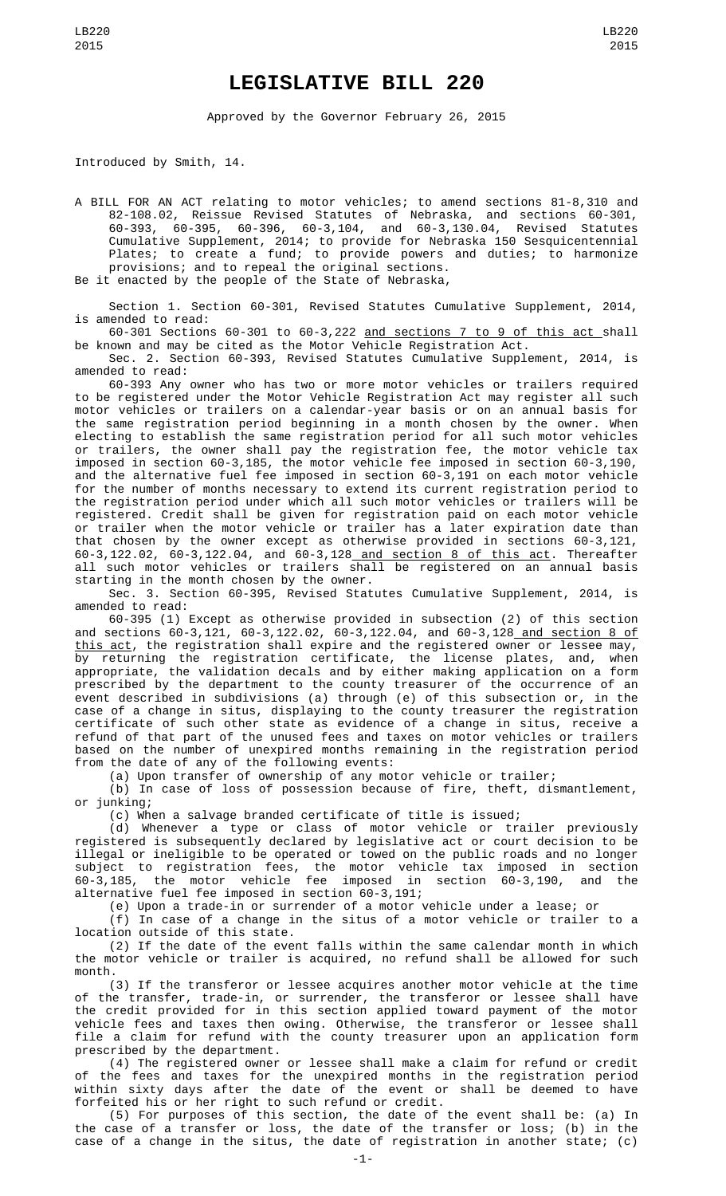# LEGISLATIVE BILL 220

Approved by the Governor February 26, 2015

Introduced by Smith, 14.

A BILL FOR AN ACT relating to motor vehicles; to amend sections 81-8,310 and 82-108.02, Reissue Revised Statutes of Nebraska, and sections 60-301, 60-393, 60-395, 60-396, 60-3,104, and 60-3,130.04, Revised Statutes Cumulative Supplement, 2014; to provide for Nebraska 150 Sesquicentennial Plates; to create a fund; to provide powers and duties; to harmonize provisions; and to repeal the original sections.

Be it enacted by the people of the State of Nebraska,

Section 1. Section 60-301, Revised Statutes Cumulative Supplement, 2014, is amended to read:

60-301 Sections 60-301 to 60-3,222 and sections 7 to 9 of this act shall be known and may be cited as the Motor Vehicle Registration Act.

Sec. 2. Section 60-393, Revised Statutes Cumulative Supplement, 2014, is amended to read:

60-393 Any owner who has two or more motor vehicles or trailers required to be registered under the Motor Vehicle Registration Act may register all such motor vehicles or trailers on a calendar-year basis or on an annual basis for the same registration period beginning in a month chosen by the owner. When electing to establish the same registration period for all such motor vehicles or trailers, the owner shall pay the registration fee, the motor vehicle tax imposed in section 60-3,185, the motor vehicle fee imposed in section 60-3,190, and the alternative fuel fee imposed in section 60-3,191 on each motor vehicle for the number of months necessary to extend its current registration period to the registration period under which all such motor vehicles or trailers will be registered. Credit shall be given for registration paid on each motor vehicle or trailer when the motor vehicle or trailer has a later expiration date than that chosen by the owner except as otherwise provided in sections 60-3,121, 60-3,122.02, 60-3,122.04, and 60-3,128 and section 8 of this act. Thereafter all such motor vehicles or trailers shall be registered on an annual basis starting in the month chosen by the owner.

Sec. 3. Section 60-395, Revised Statutes Cumulative Supplement, 2014, is amended to read:

60-395 (1) Except as otherwise provided in subsection (2) of this section and sections 60-3,121, 60-3,122.02, 60-3,122.04, and 60-3,128 and section 8 of this act, the registration shall expire and the registered owner or lessee may, by returning the registration certificate, the license plates, and, when appropriate, the validation decals and by either making application on a form prescribed by the department to the county treasurer of the occurrence of an event described in subdivisions (a) through (e) of this subsection or, in the case of a change in situs, displaying to the county treasurer the registration certificate of such other state as evidence of a change in situs, receive a refund of that part of the unused fees and taxes on motor vehicles or trailers based on the number of unexpired months remaining in the registration period from the date of any of the following events:

(a) Upon transfer of ownership of any motor vehicle or trailer;

(b) In case of loss of possession because of fire, theft, dismantlement, or junking;

(c) When a salvage branded certificate of title is issued;

(d) Whenever a type or class of motor vehicle or trailer previously registered is subsequently declared by legislative act or court decision to be illegal or ineligible to be operated or towed on the public roads and no longer subject to registration fees, the motor vehicle tax imposed in section 60-3,185, the motor vehicle fee imposed in section 60-3,190, and the alternative fuel fee imposed in section 60-3,191;

(e) Upon a trade-in or surrender of a motor vehicle under a lease; or

(f) In case of a change in the situs of a motor vehicle or trailer to a location outside of this state.

(2) If the date of the event falls within the same calendar month in which the motor vehicle or trailer is acquired, no refund shall be allowed for such month.

(3) If the transferor or lessee acquires another motor vehicle at the time of the transfer, trade-in, or surrender, the transferor or lessee shall have the credit provided for in this section applied toward payment of the motor vehicle fees and taxes then owing. Otherwise, the transferor or lessee shall file a claim for refund with the county treasurer upon an application form prescribed by the department.

(4) The registered owner or lessee shall make a claim for refund or credit of the fees and taxes for the unexpired months in the registration period within sixty days after the date of the event or shall be deemed to have forfeited his or her right to such refund or credit.

(5) For purposes of this section, the date of the event shall be: (a) In the case of a transfer or loss, the date of the transfer or loss; (b) in the case of a change in the situs, the date of registration in another state; (c)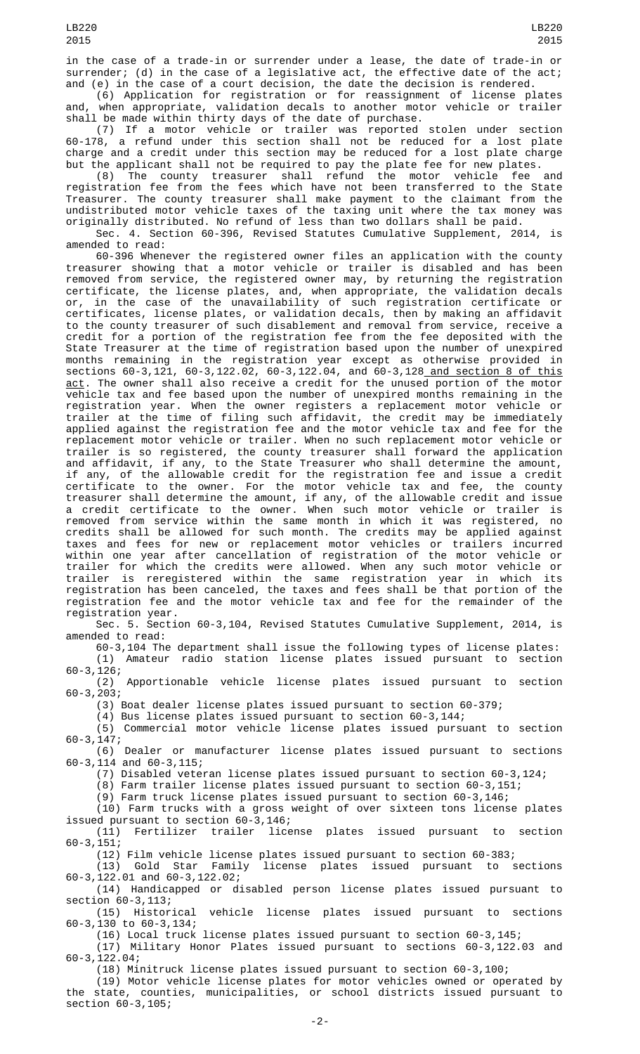in the case of a trade-in or surrender under a lease, the date of trade-in or surrender; (d) in the case of a legislative act, the effective date of the act; and (e) in the case of a court decision, the date the decision is rendered.

(6) Application for registration or for reassignment of license plates and, when appropriate, validation decals to another motor vehicle or trailer shall be made within thirty days of the date of purchase.

(7) If a motor vehicle or trailer was reported stolen under section 60-178, a refund under this section shall not be reduced for a lost plate charge and a credit under this section may be reduced for a lost plate charge but the applicant shall not be required to pay the plate fee for new plates.

(8) The county treasurer shall refund the motor vehicle fee and registration fee from the fees which have not been transferred to the State Treasurer. The county treasurer shall make payment to the claimant from the undistributed motor vehicle taxes of the taxing unit where the tax money was originally distributed. No refund of less than two dollars shall be paid.

Sec. 4. Section 60-396, Revised Statutes Cumulative Supplement, 2014, is amended to read:

60-396 Whenever the registered owner files an application with the county treasurer showing that a motor vehicle or trailer is disabled and has been removed from service, the registered owner may, by returning the registration certificate, the license plates, and, when appropriate, the validation decals or, in the case of the unavailability of such registration certificate or certificates, license plates, or validation decals, then by making an affidavit to the county treasurer of such disablement and removal from service, receive a credit for a portion of the registration fee from the fee deposited with the State Treasurer at the time of registration based upon the number of unexpired months remaining in the registration year except as otherwise provided in sections 60-3,121, 60-3,122.02, 60-3,122.04, and 60-3,128 and section 8 of this act. The owner shall also receive a credit for the unused portion of the motor vehicle tax and fee based upon the number of unexpired months remaining in the registration year. When the owner registers a replacement motor vehicle or trailer at the time of filing such affidavit, the credit may be immediately applied against the registration fee and the motor vehicle tax and fee for the replacement motor vehicle or trailer. When no such replacement motor vehicle or trailer is so registered, the county treasurer shall forward the application and affidavit, if any, to the State Treasurer who shall determine the amount, if any, of the allowable credit for the registration fee and issue a credit certificate to the owner. For the motor vehicle tax and fee, the county treasurer shall determine the amount, if any, of the allowable credit and issue a credit certificate to the owner. When such motor vehicle or trailer is removed from service within the same month in which it was registered, no credits shall be allowed for such month. The credits may be applied against taxes and fees for new or replacement motor vehicles or trailers incurred within one year after cancellation of registration of the motor vehicle or trailer for which the credits were allowed. When any such motor vehicle or trailer is reregistered within the same registration year in which its registration has been canceled, the taxes and fees shall be that portion of the registration fee and the motor vehicle tax and fee for the remainder of the registration year.

Sec. 5. Section 60-3,104, Revised Statutes Cumulative Supplement, 2014, is amended to read:

60-3,104 The department shall issue the following types of license plates:

(1) Amateur radio station license plates issued pursuant to section 60-3,126;

(2) Apportionable vehicle license plates issued pursuant to section 60-3,203;

(3) Boat dealer license plates issued pursuant to section 60-379;

(4) Bus license plates issued pursuant to section 60-3,144;

(5) Commercial motor vehicle license plates issued pursuant to section 60-3,147;

(6) Dealer or manufacturer license plates issued pursuant to sections 60-3,114 and 60-3,115;

(7) Disabled veteran license plates issued pursuant to section 60-3,124;

(8) Farm trailer license plates issued pursuant to section 60-3,151;

(9) Farm truck license plates issued pursuant to section 60-3,146;

(10) Farm trucks with a gross weight of over sixteen tons license plates issued pursuant to section 60-3,146;

(11) Fertilizer trailer license plates issued pursuant to section 60-3,151;

(12) Film vehicle license plates issued pursuant to section 60-383;

(13) Gold Star Family license plates issued pursuant to sections 60-3,122.01 and 60-3,122.02;

(14) Handicapped or disabled person license plates issued pursuant to section 60-3,113;

(15) Historical vehicle license plates issued pursuant to sections 60-3,130 to 60-3,134;

(16) Local truck license plates issued pursuant to section 60-3,145;

(17) Military Honor Plates issued pursuant to sections 60-3,122.03 and 60-3,122.04;

(18) Minitruck license plates issued pursuant to section 60-3,100;

(19) Motor vehicle license plates for motor vehicles owned or operated by the state, counties, municipalities, or school districts issued pursuant to section 60-3,105;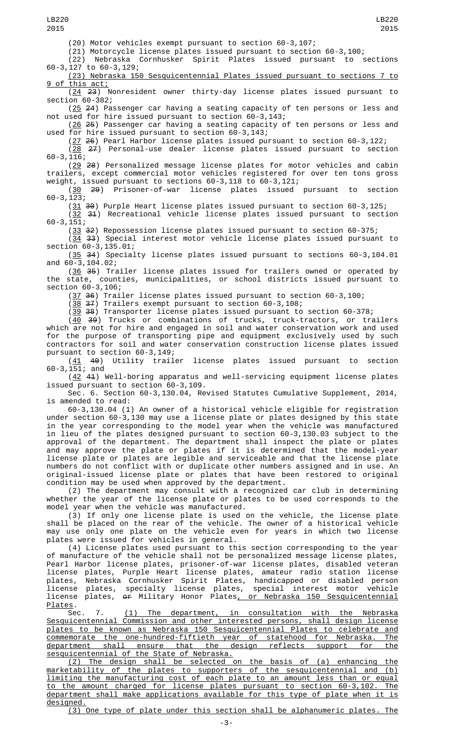(20) Motor vehicles exempt pursuant to section 60-3,107;

(21) Motorcycle license plates issued pursuant to section 60-3,100;

(22) Nebraska Cornhusker Spirit Plates issued pursuant to sections 60-3,127 to 60-3,129;

(23) Nebraska 150 Sesquicentennial Plates issued pursuant to sections 7 to 9 of this act;

(24 23) Nonresident owner thirty-day license plates issued pursuant to section 60-382;

(25 24) Passenger car having a seating capacity of ten persons or less and not used for hire issued pursuant to section 60-3,143;

(26 25) Passenger car having a seating capacity of ten persons or less and used for hire issued pursuant to section 60-3,143;

(27 26) Pearl Harbor license plates issued pursuant to section 60-3,122;

(28 27) Personal-use dealer license plates issued pursuant to section 60-3,116;

(29 28) Personalized message license plates for motor vehicles and cabin trailers, except commercial motor vehicles registered for over ten tons gross weight, issued pursuant to sections 60-3,118 to 60-3,121;

(30 29) Prisoner-of-war license plates issued pursuant to section 60-3,123;

(31 30) Purple Heart license plates issued pursuant to section 60-3,125;

(32 31) Recreational vehicle license plates issued pursuant to section 60-3,151;

(33 32) Repossession license plates issued pursuant to section 60-375;

(34 33) Special interest motor vehicle license plates issued pursuant to section 60-3,135.01;

(35 34) Specialty license plates issued pursuant to sections 60-3,104.01 and 60-3,104.02;

(36 35) Trailer license plates issued for trailers owned or operated by the state, counties, municipalities, or school districts issued pursuant to section 60-3,106;

(37 36) Trailer license plates issued pursuant to section 60-3,100;

(38 37) Trailers exempt pursuant to section 60-3,108;

(39 38) Transporter license plates issued pursuant to section 60-378;

(40 39) Trucks or combinations of trucks, truck-tractors, or trailers which are not for hire and engaged in soil and water conservation work and used for the purpose of transporting pipe and equipment exclusively used by such contractors for soil and water conservation construction license plates issued pursuant to section 60-3,149;

(41 40) Utility trailer license plates issued pursuant to section 60-3,151; and

(42 41) Well-boring apparatus and well-servicing equipment license plates issued pursuant to section 60-3,109.

Sec. 6. Section 60-3,130.04, Revised Statutes Cumulative Supplement, 2014, is amended to read:

60-3,130.04 (1) An owner of a historical vehicle eligible for registration under section 60-3,130 may use a license plate or plates designed by this state in the year corresponding to the model year when the vehicle was manufactured in lieu of the plates designed pursuant to section 60-3,130.03 subject to the approval of the department. The department shall inspect the plate or plates and may approve the plate or plates if it is determined that the model-year license plate or plates are legible and serviceable and that the license plate numbers do not conflict with or duplicate other numbers assigned and in use. An original-issued license plate or plates that have been restored to original condition may be used when approved by the department.

(2) The department may consult with a recognized car club in determining whether the year of the license plate or plates to be used corresponds to the model year when the vehicle was manufactured.

(3) If only one license plate is used on the vehicle, the license plate shall be placed on the rear of the vehicle. The owner of a historical vehicle may use only one plate on the vehicle even for years in which two license plates were issued for vehicles in general.

(4) License plates used pursuant to this section corresponding to the year of manufacture of the vehicle shall not be personalized message license plates, Pearl Harbor license plates, prisoner-of-war license plates, disabled veteran license plates, Purple Heart license plates, amateur radio station license plates, Nebraska Cornhusker Spirit Plates, handicapped or disabled person license plates, specialty license plates, special interest motor vehicle license plates, or Military Honor Plates, or Nebraska 150 Sesquicentennial Plates.

Sec. 7. (1) The department, in consultation with the Nebraska Sesquicentennial Commission and other interested persons, shall design license plates to be known as Nebraska 150 Sesquicentennial Plates to celebrate and commemorate the one-hundred-fiftieth year of statehood for Nebraska. The department shall ensure that the design reflects support for the sesquicentennial of the State of Nebraska.

(2) The design shall be selected on the basis of (a) enhancing the marketability of the plates to supporters of the sesquicentennial and (b) limiting the manufacturing cost of each plate to an amount less than or equal to the amount charged for license plates pursuant to section 60-3,102. The department shall make applications available for this type of plate when it is designed.

(3) One type of plate under this section shall be alphanumeric plates. The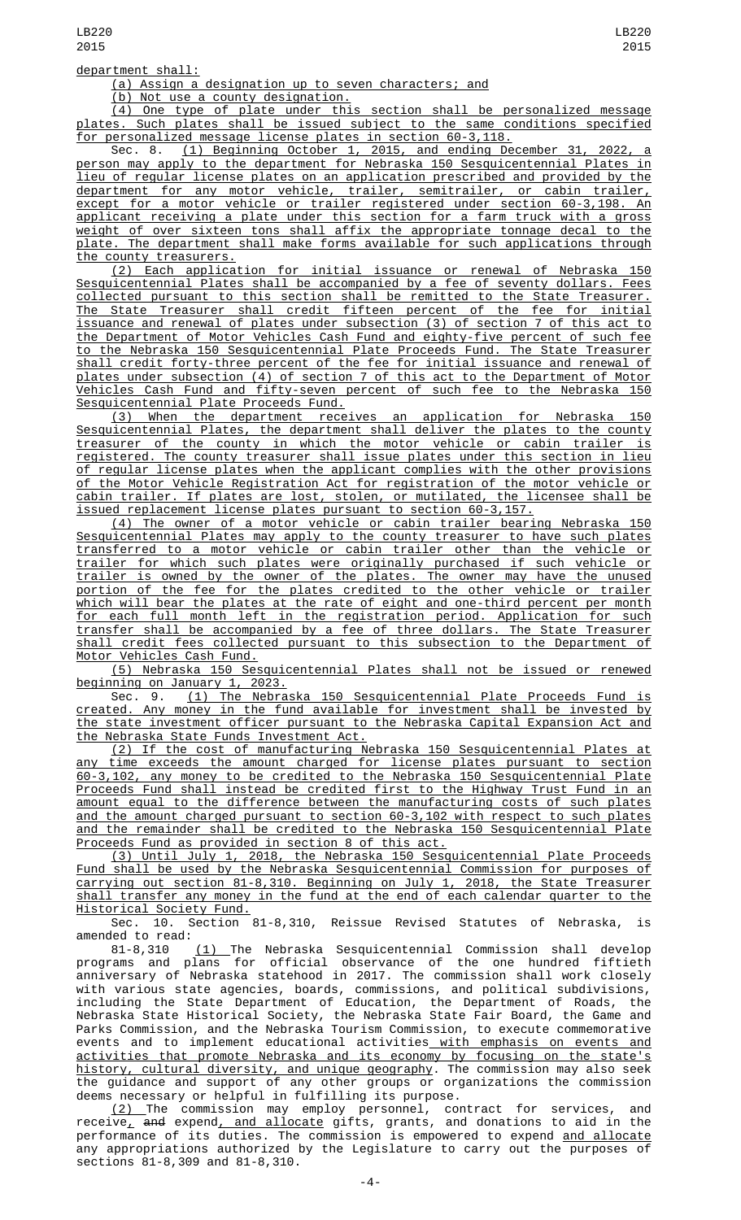department shall:

(a) Assign a designation up to seven characters; and

(b) Not use a county designation.

(4) One type of plate under this section shall be personalized message plates. Such plates shall be issued subject to the same conditions specified for personalized message license plates in section 60-3,118.

Sec. 8. (1) Beginning October 1, 2015, and ending December 31, 2022, a person may apply to the department for Nebraska 150 Sesquicentennial Plates in lieu of regular license plates on an application prescribed and provided by the department for any motor vehicle, trailer, semitrailer, or cabin trailer, except for a motor vehicle or trailer registered under section 60-3,198. An applicant receiving a plate under this section for a farm truck with a gross weight of over sixteen tons shall affix the appropriate tonnage decal to the plate. The department shall make forms available for such applications through the county treasurers.

(2) Each application for initial issuance or renewal of Nebraska 150 Sesquicentennial Plates shall be accompanied by a fee of seventy dollars. Fees collected pursuant to this section shall be remitted to the State Treasurer. The State Treasurer shall credit fifteen percent of the fee for initial issuance and renewal of plates under subsection (3) of section 7 of this act to the Department of Motor Vehicles Cash Fund and eighty-five percent of such fee to the Nebraska 150 Sesquicentennial Plate Proceeds Fund. The State Treasurer shall credit forty-three percent of the fee for initial issuance and renewal of plates under subsection (4) of section 7 of this act to the Department of Motor Vehicles Cash Fund and fifty-seven percent of such fee to the Nebraska 150 Sesquicentennial Plate Proceeds Fund.

(3) When the department receives an application for Nebraska 150 Sesquicentennial Plates, the department shall deliver the plates to the county treasurer of the county in which the motor vehicle or cabin trailer is registered. The county treasurer shall issue plates under this section in lieu of regular license plates when the applicant complies with the other provisions of the Motor Vehicle Registration Act for registration of the motor vehicle or cabin trailer. If plates are lost, stolen, or mutilated, the licensee shall be issued replacement license plates pursuant to section 60-3,157.

(4) The owner of a motor vehicle or cabin trailer bearing Nebraska 150 Sesquicentennial Plates may apply to the county treasurer to have such plates transferred to a motor vehicle or cabin trailer other than the vehicle or trailer for which such plates were originally purchased if such vehicle or trailer is owned by the owner of the plates. The owner may have the unused portion of the fee for the plates credited to the other vehicle or trailer which will bear the plates at the rate of eight and one-third percent per month for each full month left in the registration period. Application for such transfer shall be accompanied by a fee of three dollars. The State Treasurer shall credit fees collected pursuant to this subsection to the Department of Motor Vehicles Cash Fund.

(5) Nebraska 150 Sesquicentennial Plates shall not be issued or renewed beginning on January 1, 2023.

Sec. 9. (1) The Nebraska 150 Sesquicentennial Plate Proceeds Fund is created. Any money in the fund available for investment shall be invested by the state investment officer pursuant to the Nebraska Capital Expansion Act and the Nebraska State Funds Investment Act.

(2) If the cost of manufacturing Nebraska 150 Sesquicentennial Plates at any time exceeds the amount charged for license plates pursuant to section 60-3,102, any money to be credited to the Nebraska 150 Sesquicentennial Plate Proceeds Fund shall instead be credited first to the Highway Trust Fund in an amount equal to the difference between the manufacturing costs of such plates and the amount charged pursuant to section 60-3,102 with respect to such plates and the remainder shall be credited to the Nebraska 150 Sesquicentennial Plate Proceeds Fund as provided in section 8 of this act.

(3) Until July 1, 2018, the Nebraska 150 Sesquicentennial Plate Proceeds Fund shall be used by the Nebraska Sesquicentennial Commission for purposes of carrying out section 81-8,310. Beginning on July 1, 2018, the State Treasurer shall transfer any money in the fund at the end of each calendar quarter to the Historical Society Fund.

Sec. 10. Section 81-8,310, Reissue Revised Statutes of Nebraska, is amended to read:

81-8,310 (1) The Nebraska Sesquicentennial Commission shall develop programs and plans for official observance of the one hundred fiftieth anniversary of Nebraska statehood in 2017. The commission shall work closely with various state agencies, boards, commissions, and political subdivisions, including the State Department of Education, the Department of Roads, the Nebraska State Historical Society, the Nebraska State Fair Board, the Game and Parks Commission, and the Nebraska Tourism Commission, to execute commemorative events and to implement educational activities with emphasis on events and activities that promote Nebraska and its economy by focusing on the state's history, cultural diversity, and unique geography. The commission may also seek the guidance and support of any other groups or organizations the commission deems necessary or helpful in fulfilling its purpose.

(2) The commission may employ personnel, contract for services, and receive, ~~and~~ expend, and allocate gifts, grants, and donations to aid in the performance of its duties. The commission is empowered to expend and allocate any appropriations authorized by the Legislature to carry out the purposes of sections 81-8,309 and 81-8,310.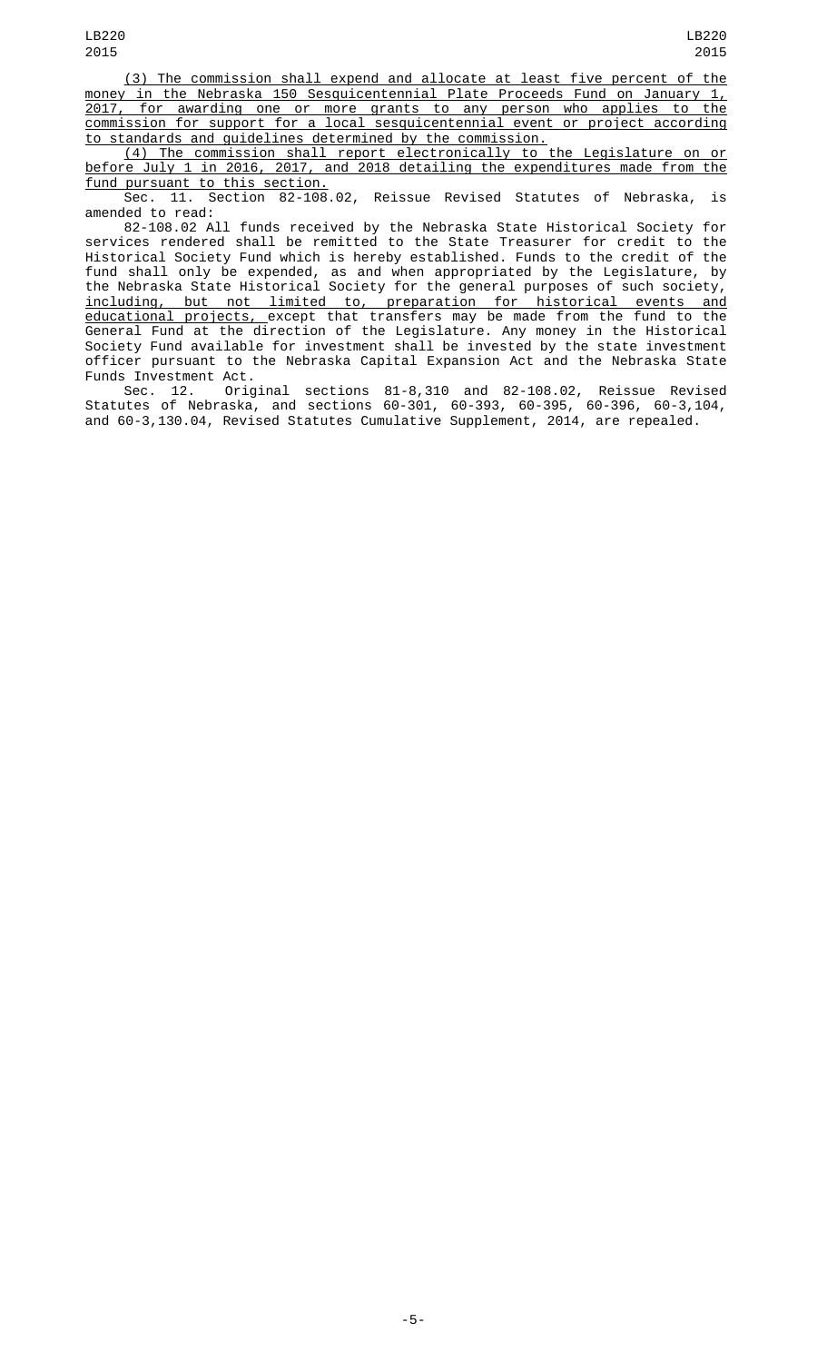(3) The commission shall expend and allocate at least five percent of the money in the Nebraska 150 Sesquicentennial Plate Proceeds Fund on January 1, 2017, for awarding one or more grants to any person who applies to the commission for support for a local sesquicentennial event or project according to standards and guidelines determined by the commission.

(4) The commission shall report electronically to the Legislature on or before July 1 in 2016, 2017, and 2018 detailing the expenditures made from the fund pursuant to this section.

Sec. 11. Section 82-108.02, Reissue Revised Statutes of Nebraska, is amended to read:

82-108.02 All funds received by the Nebraska State Historical Society for services rendered shall be remitted to the State Treasurer for credit to the Historical Society Fund which is hereby established. Funds to the credit of the fund shall only be expended, as and when appropriated by the Legislature, by the Nebraska State Historical Society for the general purposes of such society, including, but not limited to, preparation for historical events and educational projects, except that transfers may be made from the fund to the General Fund at the direction of the Legislature. Any money in the Historical Society Fund available for investment shall be invested by the state investment officer pursuant to the Nebraska Capital Expansion Act and the Nebraska State Funds Investment Act.

Sec. 12. Original sections 81-8,310 and 82-108.02, Reissue Revised Statutes of Nebraska, and sections 60-301, 60-393, 60-395, 60-396, 60-3,104, and 60-3,130.04, Revised Statutes Cumulative Supplement, 2014, are repealed.